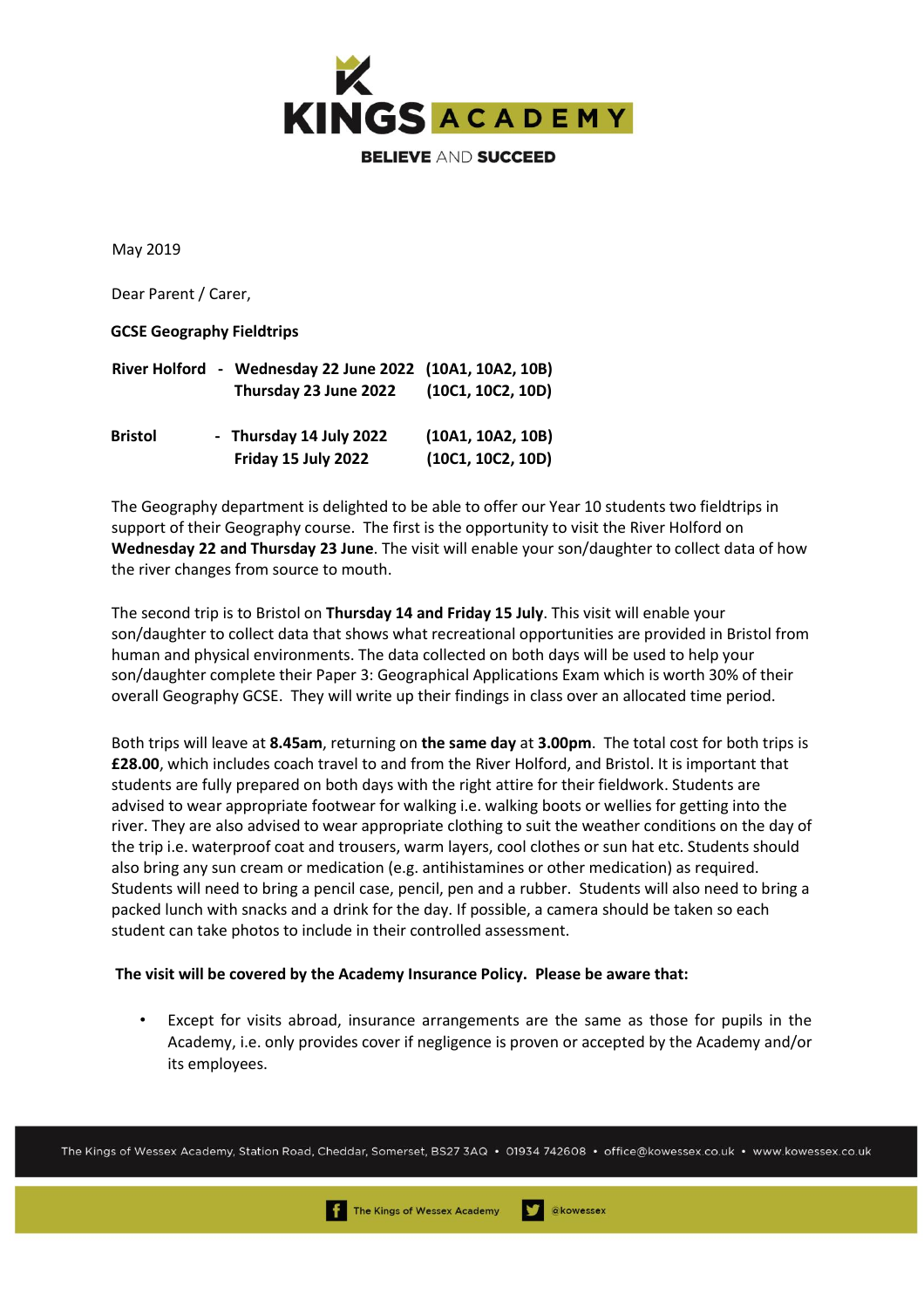KINGS ACADEMY

BELIEVE AND SUCCEED

May 2019

Dear Parent / Carer,

**GCSE Geography Fieldtrips**

| | | |
|---|---|---|
| **River Holford** | **- Wednesday 22 June 2022** | **(10A1, 10A2, 10B)** |
| | **Thursday 23 June 2022** | **(10C1, 10C2, 10D)** |
| **Bristol** | **- Thursday 14 July 2022** | **(10A1, 10A2, 10B)** |
| | **Friday 15 July 2022** | **(10C1, 10C2, 10D)** |

The Geography department is delighted to be able to offer our Year 10 students two fieldtrips in support of their Geography course. The first is the opportunity to visit the River Holford on **Wednesday 22 and Thursday 23 June**. The visit will enable your son/daughter to collect data of how the river changes from source to mouth.

The second trip is to Bristol on **Thursday 14 and Friday 15 July**. This visit will enable your son/daughter to collect data that shows what recreational opportunities are provided in Bristol from human and physical environments. The data collected on both days will be used to help your son/daughter complete their Paper 3: Geographical Applications Exam which is worth 30% of their overall Geography GCSE. They will write up their findings in class over an allocated time period.

Both trips will leave at **8.45am**, returning on **the same day** at **3.00pm**. The total cost for both trips is **£28.00**, which includes coach travel to and from the River Holford, and Bristol. It is important that students are fully prepared on both days with the right attire for their fieldwork. Students are advised to wear appropriate footwear for walking i.e. walking boots or wellies for getting into the river. They are also advised to wear appropriate clothing to suit the weather conditions on the day of the trip i.e. waterproof coat and trousers, warm layers, cool clothes or sun hat etc. Students should also bring any sun cream or medication (e.g. antihistamines or other medication) as required. Students will need to bring a pencil case, pencil, pen and a rubber. Students will also need to bring a packed lunch with snacks and a drink for the day. If possible, a camera should be taken so each student can take photos to include in their controlled assessment.

**The visit will be covered by the Academy Insurance Policy. Please be aware that:**

- Except for visits abroad, insurance arrangements are the same as those for pupils in the Academy, i.e. only provides cover if negligence is proven or accepted by the Academy and/or its employees.

The Kings of Wessex Academy, Station Road, Cheddar, Somerset, BS27 3AQ • 01934 742608 • office@kowessex.co.uk • www.kowessex.co.uk

The Kings of Wessex Academy @kowessex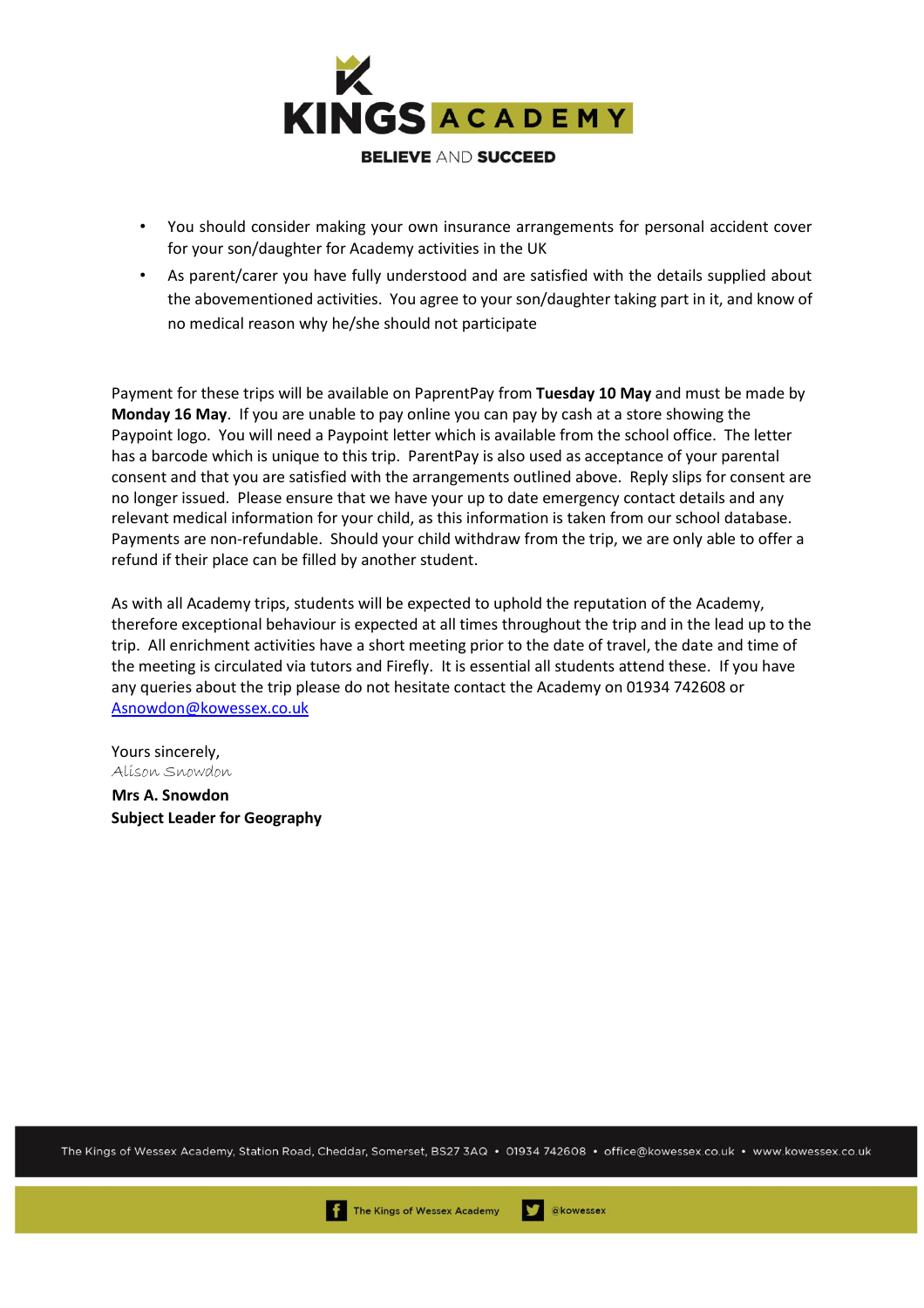- You should consider making your own insurance arrangements for personal accident cover for your son/daughter for Academy activities in the UK
- As parent/carer you have fully understood and are satisfied with the details supplied about the abovementioned activities. You agree to your son/daughter taking part in it, and know of no medical reason why he/she should not participate

Payment for these trips will be available on PaprentPay from **Tuesday 10 May** and must be made by **Monday 16 May**. If you are unable to pay online you can pay by cash at a store showing the Paypoint logo. You will need a Paypoint letter which is available from the school office. The letter has a barcode which is unique to this trip. ParentPay is also used as acceptance of your parental consent and that you are satisfied with the arrangements outlined above. Reply slips for consent are no longer issued. Please ensure that we have your up to date emergency contact details and any relevant medical information for your child, as this information is taken from our school database. Payments are non-refundable. Should your child withdraw from the trip, we are only able to offer a refund if their place can be filled by another student.

As with all Academy trips, students will be expected to uphold the reputation of the Academy, therefore exceptional behaviour is expected at all times throughout the trip and in the lead up to the trip. All enrichment activities have a short meeting prior to the date of travel, the date and time of the meeting is circulated via tutors and Firefly. It is essential all students attend these. If you have any queries about the trip please do not hesitate contact the Academy on 01934 742608 or Asnowdon@kowessex.co.uk

Yours sincerely,

*Alison Snowdon*

**Mrs A. Snowdon**
**Subject Leader for Geography**

The Kings of Wessex Academy, Station Road, Cheddar, Somerset, BS27 3AQ • 01934 742608 • office@kowessex.co.uk • www.kowessex.co.uk

The Kings of Wessex Academy @kowessex